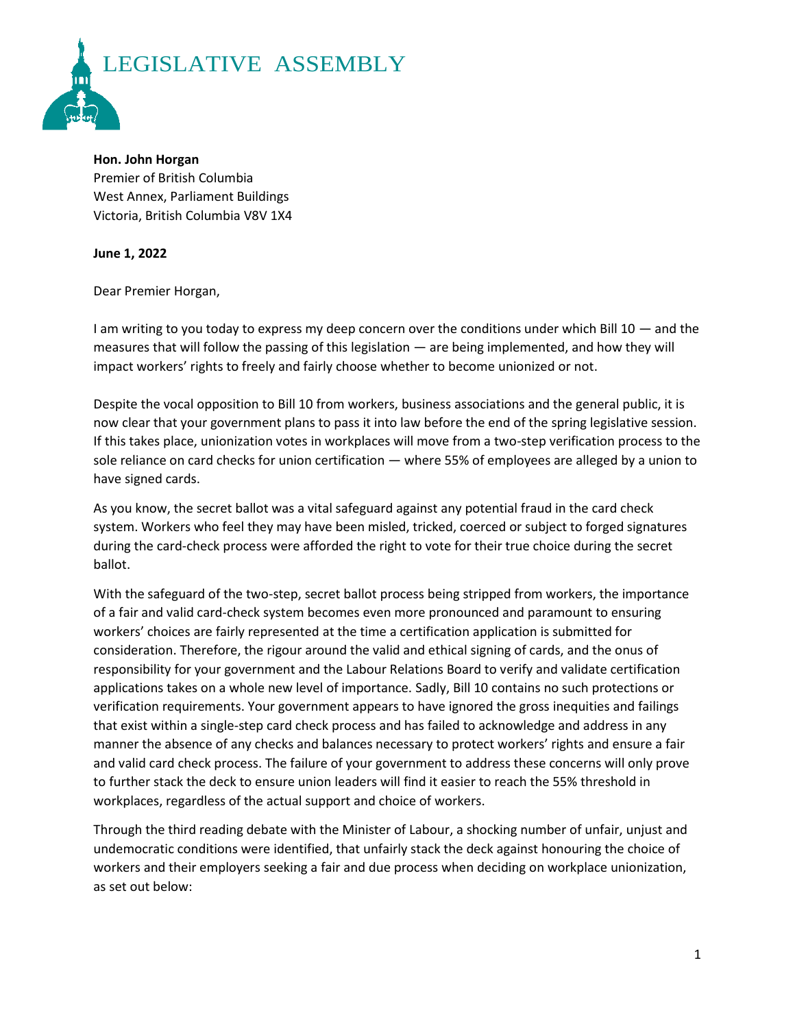LEGISLATIVE ASSEMBLY

**Hon. John Horgan**
Premier of British Columbia
West Annex, Parliament Buildings
Victoria, British Columbia V8V 1X4

**June 1, 2022**

Dear Premier Horgan,

I am writing to you today to express my deep concern over the conditions under which Bill 10 — and the measures that will follow the passing of this legislation — are being implemented, and how they will impact workers' rights to freely and fairly choose whether to become unionized or not.

Despite the vocal opposition to Bill 10 from workers, business associations and the general public, it is now clear that your government plans to pass it into law before the end of the spring legislative session. If this takes place, unionization votes in workplaces will move from a two-step verification process to the sole reliance on card checks for union certification — where 55% of employees are alleged by a union to have signed cards.

As you know, the secret ballot was a vital safeguard against any potential fraud in the card check system. Workers who feel they may have been misled, tricked, coerced or subject to forged signatures during the card-check process were afforded the right to vote for their true choice during the secret ballot.

With the safeguard of the two-step, secret ballot process being stripped from workers, the importance of a fair and valid card-check system becomes even more pronounced and paramount to ensuring workers' choices are fairly represented at the time a certification application is submitted for consideration. Therefore, the rigour around the valid and ethical signing of cards, and the onus of responsibility for your government and the Labour Relations Board to verify and validate certification applications takes on a whole new level of importance. Sadly, Bill 10 contains no such protections or verification requirements. Your government appears to have ignored the gross inequities and failings that exist within a single-step card check process and has failed to acknowledge and address in any manner the absence of any checks and balances necessary to protect workers' rights and ensure a fair and valid card check process. The failure of your government to address these concerns will only prove to further stack the deck to ensure union leaders will find it easier to reach the 55% threshold in workplaces, regardless of the actual support and choice of workers.

Through the third reading debate with the Minister of Labour, a shocking number of unfair, unjust and undemocratic conditions were identified, that unfairly stack the deck against honouring the choice of workers and their employers seeking a fair and due process when deciding on workplace unionization, as set out below: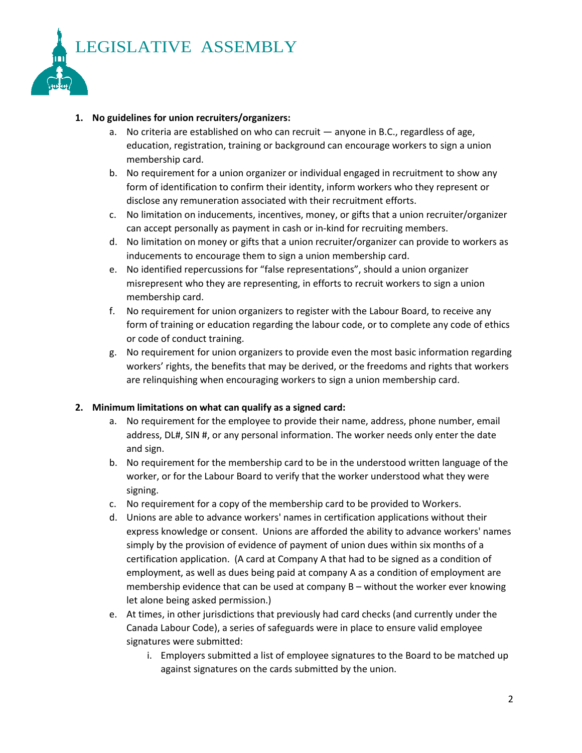1. **No guidelines for union recruiters/organizers:**
   a. No criteria are established on who can recruit — anyone in B.C., regardless of age, education, registration, training or background can encourage workers to sign a union membership card.
   b. No requirement for a union organizer or individual engaged in recruitment to show any form of identification to confirm their identity, inform workers who they represent or disclose any remuneration associated with their recruitment efforts.
   c. No limitation on inducements, incentives, money, or gifts that a union recruiter/organizer can accept personally as payment in cash or in-kind for recruiting members.
   d. No limitation on money or gifts that a union recruiter/organizer can provide to workers as inducements to encourage them to sign a union membership card.
   e. No identified repercussions for "false representations", should a union organizer misrepresent who they are representing, in efforts to recruit workers to sign a union membership card.
   f. No requirement for union organizers to register with the Labour Board, to receive any form of training or education regarding the labour code, or to complete any code of ethics or code of conduct training.
   g. No requirement for union organizers to provide even the most basic information regarding workers' rights, the benefits that may be derived, or the freedoms and rights that workers are relinquishing when encouraging workers to sign a union membership card.

2. **Minimum limitations on what can qualify as a signed card:**
   a. No requirement for the employee to provide their name, address, phone number, email address, DL#, SIN #, or any personal information. The worker needs only enter the date and sign.
   b. No requirement for the membership card to be in the understood written language of the worker, or for the Labour Board to verify that the worker understood what they were signing.
   c. No requirement for a copy of the membership card to be provided to Workers.
   d. Unions are able to advance workers' names in certification applications without their express knowledge or consent. Unions are afforded the ability to advance workers' names simply by the provision of evidence of payment of union dues within six months of a certification application. (A card at Company A that had to be signed as a condition of employment, as well as dues being paid at company A as a condition of employment are membership evidence that can be used at company B – without the worker ever knowing let alone being asked permission.)
   e. At times, in other jurisdictions that previously had card checks (and currently under the Canada Labour Code), a series of safeguards were in place to ensure valid employee signatures were submitted:
      i. Employers submitted a list of employee signatures to the Board to be matched up against signatures on the cards submitted by the union.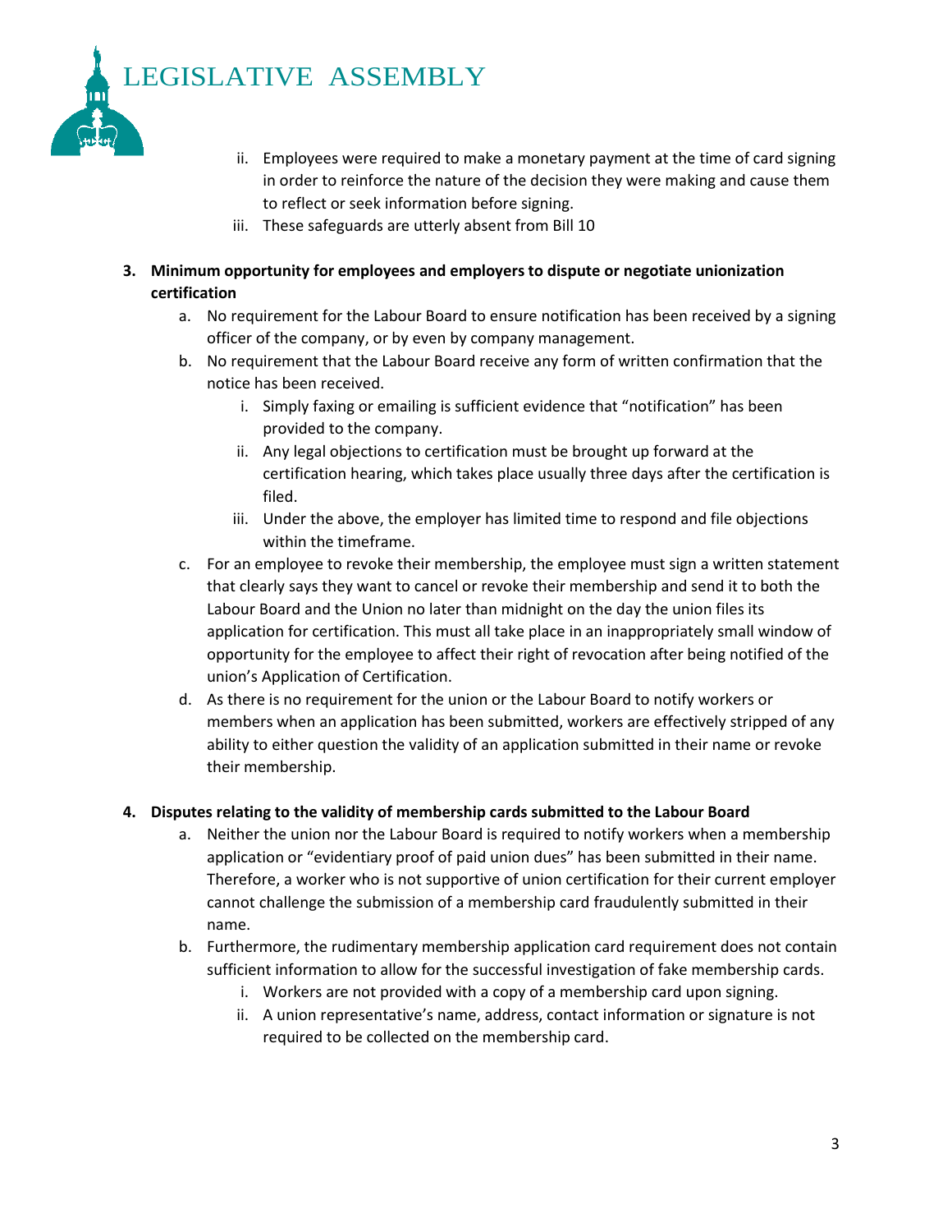ii. Employees were required to make a monetary payment at the time of card signing in order to reinforce the nature of the decision they were making and cause them to reflect or seek information before signing.
   iii. These safeguards are utterly absent from Bill 10

3. **Minimum opportunity for employees and employers to dispute or negotiate unionization certification**
   a. No requirement for the Labour Board to ensure notification has been received by a signing officer of the company, or by even by company management.
   b. No requirement that the Labour Board receive any form of written confirmation that the notice has been received.
      i. Simply faxing or emailing is sufficient evidence that "notification" has been provided to the company.
      ii. Any legal objections to certification must be brought up forward at the certification hearing, which takes place usually three days after the certification is filed.
      iii. Under the above, the employer has limited time to respond and file objections within the timeframe.
   c. For an employee to revoke their membership, the employee must sign a written statement that clearly says they want to cancel or revoke their membership and send it to both the Labour Board and the Union no later than midnight on the day the union files its application for certification. This must all take place in an inappropriately small window of opportunity for the employee to affect their right of revocation after being notified of the union's Application of Certification.
   d. As there is no requirement for the union or the Labour Board to notify workers or members when an application has been submitted, workers are effectively stripped of any ability to either question the validity of an application submitted in their name or revoke their membership.

4. **Disputes relating to the validity of membership cards submitted to the Labour Board**
   a. Neither the union nor the Labour Board is required to notify workers when a membership application or "evidentiary proof of paid union dues" has been submitted in their name. Therefore, a worker who is not supportive of union certification for their current employer cannot challenge the submission of a membership card fraudulently submitted in their name.
   b. Furthermore, the rudimentary membership application card requirement does not contain sufficient information to allow for the successful investigation of fake membership cards.
      i. Workers are not provided with a copy of a membership card upon signing.
      ii. A union representative's name, address, contact information or signature is not required to be collected on the membership card.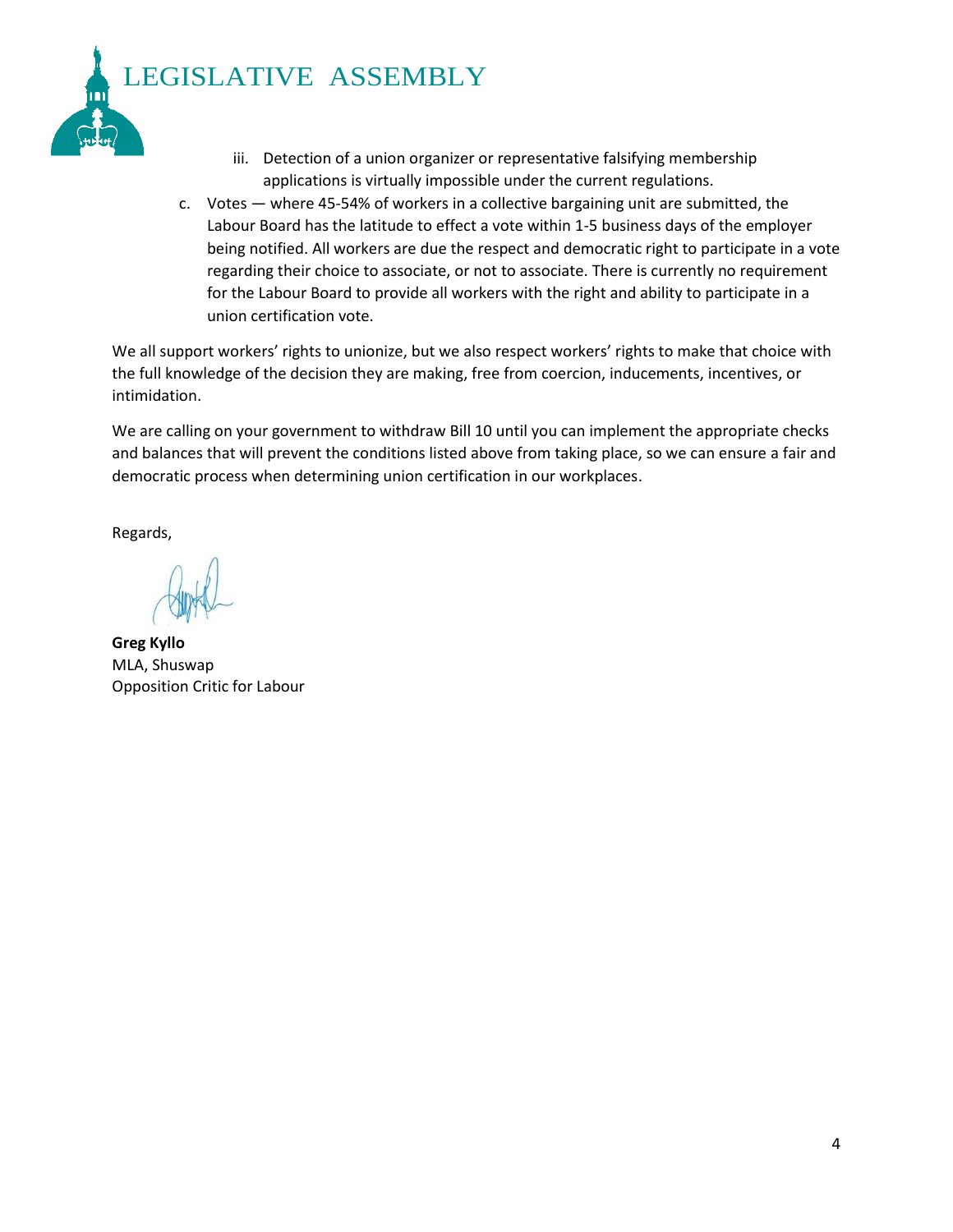LEGISLATIVE ASSEMBLY

   iii. Detection of a union organizer or representative falsifying membership applications is virtually impossible under the current regulations.

c. Votes — where 45-54% of workers in a collective bargaining unit are submitted, the Labour Board has the latitude to effect a vote within 1-5 business days of the employer being notified. All workers are due the respect and democratic right to participate in a vote regarding their choice to associate, or not to associate. There is currently no requirement for the Labour Board to provide all workers with the right and ability to participate in a union certification vote.

We all support workers' rights to unionize, but we also respect workers' rights to make that choice with the full knowledge of the decision they are making, free from coercion, inducements, incentives, or intimidation.

We are calling on your government to withdraw Bill 10 until you can implement the appropriate checks and balances that will prevent the conditions listed above from taking place, so we can ensure a fair and democratic process when determining union certification in our workplaces.

Regards,

**Greg Kyllo**
MLA, Shuswap
Opposition Critic for Labour